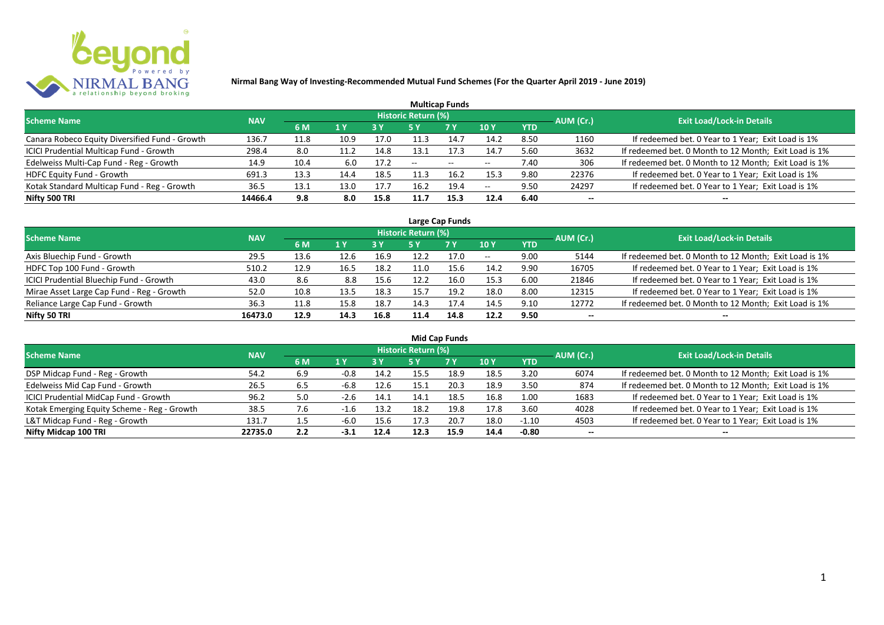# Nirmal Bang Way of Investing-Recommended Mutual Fund Schemes (For the Quarter April 2019 - June 2019)

## Multicap Funds

| Scheme Name | NAV | Historic Return (%) | | | | | | | AUM (Cr.) | Exit Load/Lock-in Details |
|---|---|---|---|---|---|---|---|---|---|---|
| | | 6 M | 1 Y | 3 Y | 5 Y | 7 Y | 10 Y | YTD | | |
| Canara Robeco Equity Diversified Fund - Growth | 136.7 | 11.8 | 10.9 | 17.0 | 11.3 | 14.7 | 14.2 | 8.50 | 1160 | If redeemed bet. 0 Year to 1 Year; Exit Load is 1% |
| ICICI Prudential Multicap Fund - Growth | 298.4 | 8.0 | 11.2 | 14.8 | 13.1 | 17.3 | 14.7 | 5.60 | 3632 | If redeemed bet. 0 Month to 12 Month; Exit Load is 1% |
| Edelweiss Multi-Cap Fund - Reg - Growth | 14.9 | 10.4 | 6.0 | 17.2 | -- | -- | -- | 7.40 | 306 | If redeemed bet. 0 Month to 12 Month; Exit Load is 1% |
| HDFC Equity Fund - Growth | 691.3 | 13.3 | 14.4 | 18.5 | 11.3 | 16.2 | 15.3 | 9.80 | 22376 | If redeemed bet. 0 Year to 1 Year; Exit Load is 1% |
| Kotak Standard Multicap Fund - Reg - Growth | 36.5 | 13.1 | 13.0 | 17.7 | 16.2 | 19.4 | -- | 9.50 | 24297 | If redeemed bet. 0 Year to 1 Year; Exit Load is 1% |
| **Nifty 500 TRI** | **14466.4** | **9.8** | **8.0** | **15.8** | **11.7** | **15.3** | **12.4** | **6.40** | **--** | **--** |

## Large Cap Funds

| Scheme Name | NAV | Historic Return (%) | | | | | | | AUM (Cr.) | Exit Load/Lock-in Details |
|---|---|---|---|---|---|---|---|---|---|---|
| | | 6 M | 1 Y | 3 Y | 5 Y | 7 Y | 10 Y | YTD | | |
| Axis Bluechip Fund - Growth | 29.5 | 13.6 | 12.6 | 16.9 | 12.2 | 17.0 | -- | 9.00 | 5144 | If redeemed bet. 0 Month to 12 Month; Exit Load is 1% |
| HDFC Top 100 Fund - Growth | 510.2 | 12.9 | 16.5 | 18.2 | 11.0 | 15.6 | 14.2 | 9.90 | 16705 | If redeemed bet. 0 Year to 1 Year; Exit Load is 1% |
| ICICI Prudential Bluechip Fund - Growth | 43.0 | 8.6 | 8.8 | 15.6 | 12.2 | 16.0 | 15.3 | 6.00 | 21846 | If redeemed bet. 0 Year to 1 Year; Exit Load is 1% |
| Mirae Asset Large Cap Fund - Reg - Growth | 52.0 | 10.8 | 13.5 | 18.3 | 15.7 | 19.2 | 18.0 | 8.00 | 12315 | If redeemed bet. 0 Year to 1 Year; Exit Load is 1% |
| Reliance Large Cap Fund - Growth | 36.3 | 11.8 | 15.8 | 18.7 | 14.3 | 17.4 | 14.5 | 9.10 | 12772 | If redeemed bet. 0 Month to 12 Month; Exit Load is 1% |
| **Nifty 50 TRI** | **16473.0** | **12.9** | **14.3** | **16.8** | **11.4** | **14.8** | **12.2** | **9.50** | **--** | **--** |

## Mid Cap Funds

| Scheme Name | NAV | Historic Return (%) | | | | | | | AUM (Cr.) | Exit Load/Lock-in Details |
|---|---|---|---|---|---|---|---|---|---|---|
| | | 6 M | 1 Y | 3 Y | 5 Y | 7 Y | 10 Y | YTD | | |
| DSP Midcap Fund - Reg - Growth | 54.2 | 6.9 | -0.8 | 14.2 | 15.5 | 18.9 | 18.5 | 3.20 | 6074 | If redeemed bet. 0 Month to 12 Month; Exit Load is 1% |
| Edelweiss Mid Cap Fund - Growth | 26.5 | 6.5 | -6.8 | 12.6 | 15.1 | 20.3 | 18.9 | 3.50 | 874 | If redeemed bet. 0 Month to 12 Month; Exit Load is 1% |
| ICICI Prudential MidCap Fund - Growth | 96.2 | 5.0 | -2.6 | 14.1 | 14.1 | 18.5 | 16.8 | 1.00 | 1683 | If redeemed bet. 0 Year to 1 Year; Exit Load is 1% |
| Kotak Emerging Equity Scheme - Reg - Growth | 38.5 | 7.6 | -1.6 | 13.2 | 18.2 | 19.8 | 17.8 | 3.60 | 4028 | If redeemed bet. 0 Year to 1 Year; Exit Load is 1% |
| L&T Midcap Fund - Reg - Growth | 131.7 | 1.5 | -6.0 | 15.6 | 17.3 | 20.7 | 18.0 | -1.10 | 4503 | If redeemed bet. 0 Year to 1 Year; Exit Load is 1% |
| **Nifty Midcap 100 TRI** | **22735.0** | **2.2** | **-3.1** | **12.4** | **12.3** | **15.9** | **14.4** | **-0.80** | **--** | **--** |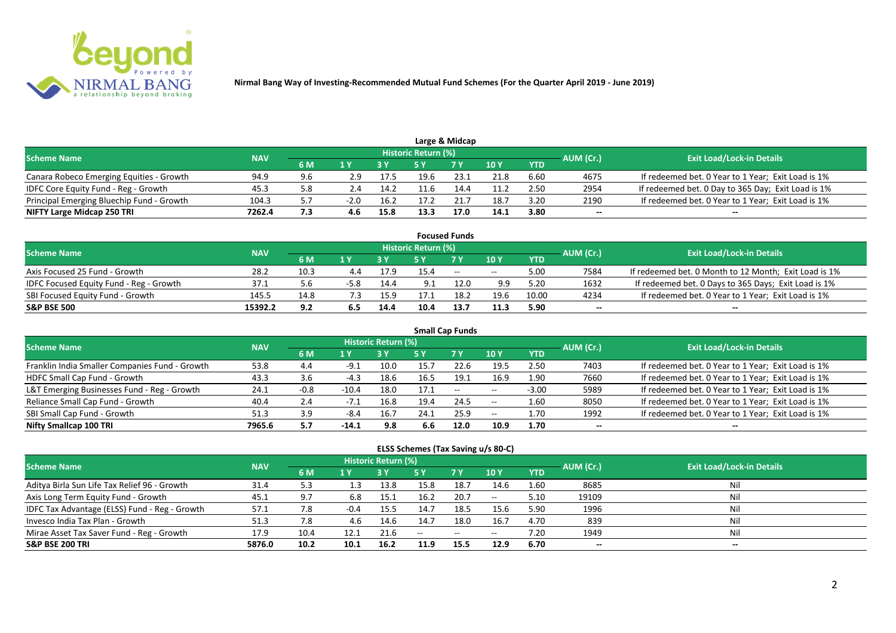**Nirmal Bang Way of Investing-Recommended Mutual Fund Schemes (For the Quarter April 2019 - June 2019)**

## Large & Midcap

| Scheme Name | NAV | Historic Return (%) | | | | | | | AUM (Cr.) | Exit Load/Lock-in Details |
|---|---|---|---|---|---|---|---|---|---|---|
| | | 6 M | 1 Y | 3 Y | 5 Y | 7 Y | 10 Y | YTD | | |
| Canara Robeco Emerging Equities - Growth | 94.9 | 9.6 | 2.9 | 17.5 | 19.6 | 23.1 | 21.8 | 6.60 | 4675 | If redeemed bet. 0 Year to 1 Year; Exit Load is 1% |
| IDFC Core Equity Fund - Reg - Growth | 45.3 | 5.8 | 2.4 | 14.2 | 11.6 | 14.4 | 11.2 | 2.50 | 2954 | If redeemed bet. 0 Day to 365 Day; Exit Load is 1% |
| Principal Emerging Bluechip Fund - Growth | 104.3 | 5.7 | -2.0 | 16.2 | 17.2 | 21.7 | 18.7 | 3.20 | 2190 | If redeemed bet. 0 Year to 1 Year; Exit Load is 1% |
| **NIFTY Large Midcap 250 TRI** | **7262.4** | **7.3** | **4.6** | **15.8** | **13.3** | **17.0** | **14.1** | **3.80** | -- | -- |

## Focused Funds

| Scheme Name | NAV | Historic Return (%) | | | | | | | AUM (Cr.) | Exit Load/Lock-in Details |
|---|---|---|---|---|---|---|---|---|---|---|
| | | 6 M | 1 Y | 3 Y | 5 Y | 7 Y | 10 Y | YTD | | |
| Axis Focused 25 Fund - Growth | 28.2 | 10.3 | 4.4 | 17.9 | 15.4 | -- | -- | 5.00 | 7584 | If redeemed bet. 0 Month to 12 Month; Exit Load is 1% |
| IDFC Focused Equity Fund - Reg - Growth | 37.1 | 5.6 | -5.8 | 14.4 | 9.1 | 12.0 | 9.9 | 5.20 | 1632 | If redeemed bet. 0 Days to 365 Days; Exit Load is 1% |
| SBI Focused Equity Fund - Growth | 145.5 | 14.8 | 7.3 | 15.9 | 17.1 | 18.2 | 19.6 | 10.00 | 4234 | If redeemed bet. 0 Year to 1 Year; Exit Load is 1% |
| **S&P BSE 500** | **15392.2** | **9.2** | **6.5** | **14.4** | **10.4** | **13.7** | **11.3** | **5.90** | -- | -- |

## Small Cap Funds

| Scheme Name | NAV | Historic Return (%) | | | | | | | AUM (Cr.) | Exit Load/Lock-in Details |
|---|---|---|---|---|---|---|---|---|---|---|
| | | 6 M | 1 Y | 3 Y | 5 Y | 7 Y | 10 Y | YTD | | |
| Franklin India Smaller Companies Fund - Growth | 53.8 | 4.4 | -9.1 | 10.0 | 15.7 | 22.6 | 19.5 | 2.50 | 7403 | If redeemed bet. 0 Year to 1 Year; Exit Load is 1% |
| HDFC Small Cap Fund - Growth | 43.3 | 3.6 | -4.3 | 18.6 | 16.5 | 19.1 | 16.9 | 1.90 | 7660 | If redeemed bet. 0 Year to 1 Year; Exit Load is 1% |
| L&T Emerging Businesses Fund - Reg - Growth | 24.1 | -0.8 | -10.4 | 18.0 | 17.1 | -- | -- | -3.00 | 5989 | If redeemed bet. 0 Year to 1 Year; Exit Load is 1% |
| Reliance Small Cap Fund - Growth | 40.4 | 2.4 | -7.1 | 16.8 | 19.4 | 24.5 | -- | 1.60 | 8050 | If redeemed bet. 0 Year to 1 Year; Exit Load is 1% |
| SBI Small Cap Fund - Growth | 51.3 | 3.9 | -8.4 | 16.7 | 24.1 | 25.9 | -- | 1.70 | 1992 | If redeemed bet. 0 Year to 1 Year; Exit Load is 1% |
| **Nifty Smallcap 100 TRI** | **7965.6** | **5.7** | **-14.1** | **9.8** | **6.6** | **12.0** | **10.9** | **1.70** | -- | -- |

## ELSS Schemes (Tax Saving u/s 80-C)

| Scheme Name | NAV | Historic Return (%) | | | | | | | AUM (Cr.) | Exit Load/Lock-in Details |
|---|---|---|---|---|---|---|---|---|---|---|
| | | 6 M | 1 Y | 3 Y | 5 Y | 7 Y | 10 Y | YTD | | |
| Aditya Birla Sun Life Tax Relief 96 - Growth | 31.4 | 5.3 | 1.3 | 13.8 | 15.8 | 18.7 | 14.6 | 1.60 | 8685 | Nil |
| Axis Long Term Equity Fund - Growth | 45.1 | 9.7 | 6.8 | 15.1 | 16.2 | 20.7 | -- | 5.10 | 19109 | Nil |
| IDFC Tax Advantage (ELSS) Fund - Reg - Growth | 57.1 | 7.8 | -0.4 | 15.5 | 14.7 | 18.5 | 15.6 | 5.90 | 1996 | Nil |
| Invesco India Tax Plan - Growth | 51.3 | 7.8 | 4.6 | 14.6 | 14.7 | 18.0 | 16.7 | 4.70 | 839 | Nil |
| Mirae Asset Tax Saver Fund - Reg - Growth | 17.9 | 10.4 | 12.1 | 21.6 | -- | -- | -- | 7.20 | 1949 | Nil |
| **S&P BSE 200 TRI** | **5876.0** | **10.2** | **10.1** | **16.2** | **11.9** | **15.5** | **12.9** | **6.70** | -- | -- |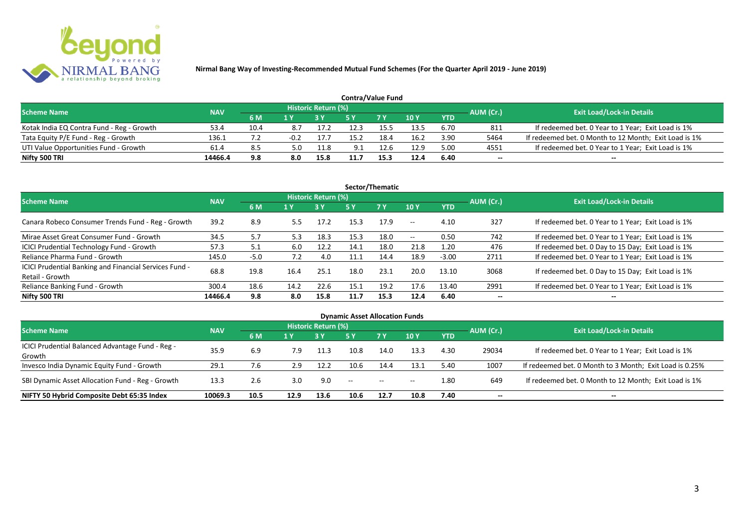**Nirmal Bang Way of Investing-Recommended Mutual Fund Schemes (For the Quarter April 2019 - June 2019)**

## Contra/Value Fund

| Scheme Name | NAV | Historic Return (%) | | | | | | | AUM (Cr.) | Exit Load/Lock-in Details |
|---|---|---|---|---|---|---|---|---|---|---|
| | | 6 M | 1 Y | 3 Y | 5 Y | 7 Y | 10 Y | YTD | | |
| Kotak India EQ Contra Fund - Reg - Growth | 53.4 | 10.4 | 8.7 | 17.2 | 12.3 | 15.5 | 13.5 | 6.70 | 811 | If redeemed bet. 0 Year to 1 Year; Exit Load is 1% |
| Tata Equity P/E Fund - Reg - Growth | 136.1 | 7.2 | -0.2 | 17.7 | 15.2 | 18.4 | 16.2 | 3.90 | 5464 | If redeemed bet. 0 Month to 12 Month; Exit Load is 1% |
| UTI Value Opportunities Fund - Growth | 61.4 | 8.5 | 5.0 | 11.8 | 9.1 | 12.6 | 12.9 | 5.00 | 4551 | If redeemed bet. 0 Year to 1 Year; Exit Load is 1% |
| **Nifty 500 TRI** | **14466.4** | **9.8** | **8.0** | **15.8** | **11.7** | **15.3** | **12.4** | **6.40** | -- | -- |

## Sector/Thematic

| Scheme Name | NAV | Historic Return (%) | | | | | | | AUM (Cr.) | Exit Load/Lock-in Details |
|---|---|---|---|---|---|---|---|---|---|---|
| | | 6 M | 1 Y | 3 Y | 5 Y | 7 Y | 10 Y | YTD | | |
| Canara Robeco Consumer Trends Fund - Reg - Growth | 39.2 | 8.9 | 5.5 | 17.2 | 15.3 | 17.9 | -- | 4.10 | 327 | If redeemed bet. 0 Year to 1 Year; Exit Load is 1% |
| Mirae Asset Great Consumer Fund - Growth | 34.5 | 5.7 | 5.3 | 18.3 | 15.3 | 18.0 | -- | 0.50 | 742 | If redeemed bet. 0 Year to 1 Year; Exit Load is 1% |
| ICICI Prudential Technology Fund - Growth | 57.3 | 5.1 | 6.0 | 12.2 | 14.1 | 18.0 | 21.8 | 1.20 | 476 | If redeemed bet. 0 Day to 15 Day; Exit Load is 1% |
| Reliance Pharma Fund - Growth | 145.0 | -5.0 | 7.2 | 4.0 | 11.1 | 14.4 | 18.9 | -3.00 | 2711 | If redeemed bet. 0 Year to 1 Year; Exit Load is 1% |
| ICICI Prudential Banking and Financial Services Fund - Retail - Growth | 68.8 | 19.8 | 16.4 | 25.1 | 18.0 | 23.1 | 20.0 | 13.10 | 3068 | If redeemed bet. 0 Day to 15 Day; Exit Load is 1% |
| Reliance Banking Fund - Growth | 300.4 | 18.6 | 14.2 | 22.6 | 15.1 | 19.2 | 17.6 | 13.40 | 2991 | If redeemed bet. 0 Year to 1 Year; Exit Load is 1% |
| **Nifty 500 TRI** | **14466.4** | **9.8** | **8.0** | **15.8** | **11.7** | **15.3** | **12.4** | **6.40** | -- | -- |

## Dynamic Asset Allocation Funds

| Scheme Name | NAV | Historic Return (%) | | | | | | | AUM (Cr.) | Exit Load/Lock-in Details |
|---|---|---|---|---|---|---|---|---|---|---|
| | | 6 M | 1 Y | 3 Y | 5 Y | 7 Y | 10 Y | YTD | | |
| ICICI Prudential Balanced Advantage Fund - Reg - Growth | 35.9 | 6.9 | 7.9 | 11.3 | 10.8 | 14.0 | 13.3 | 4.30 | 29034 | If redeemed bet. 0 Year to 1 Year; Exit Load is 1% |
| Invesco India Dynamic Equity Fund - Growth | 29.1 | 7.6 | 2.9 | 12.2 | 10.6 | 14.4 | 13.1 | 5.40 | 1007 | If redeemed bet. 0 Month to 3 Month; Exit Load is 0.25% |
| SBI Dynamic Asset Allocation Fund - Reg - Growth | 13.3 | 2.6 | 3.0 | 9.0 | -- | -- | -- | 1.80 | 649 | If redeemed bet. 0 Month to 12 Month; Exit Load is 1% |
| **NIFTY 50 Hybrid Composite Debt 65:35 Index** | **10069.3** | **10.5** | **12.9** | **13.6** | **10.6** | **12.7** | **10.8** | **7.40** | -- | -- |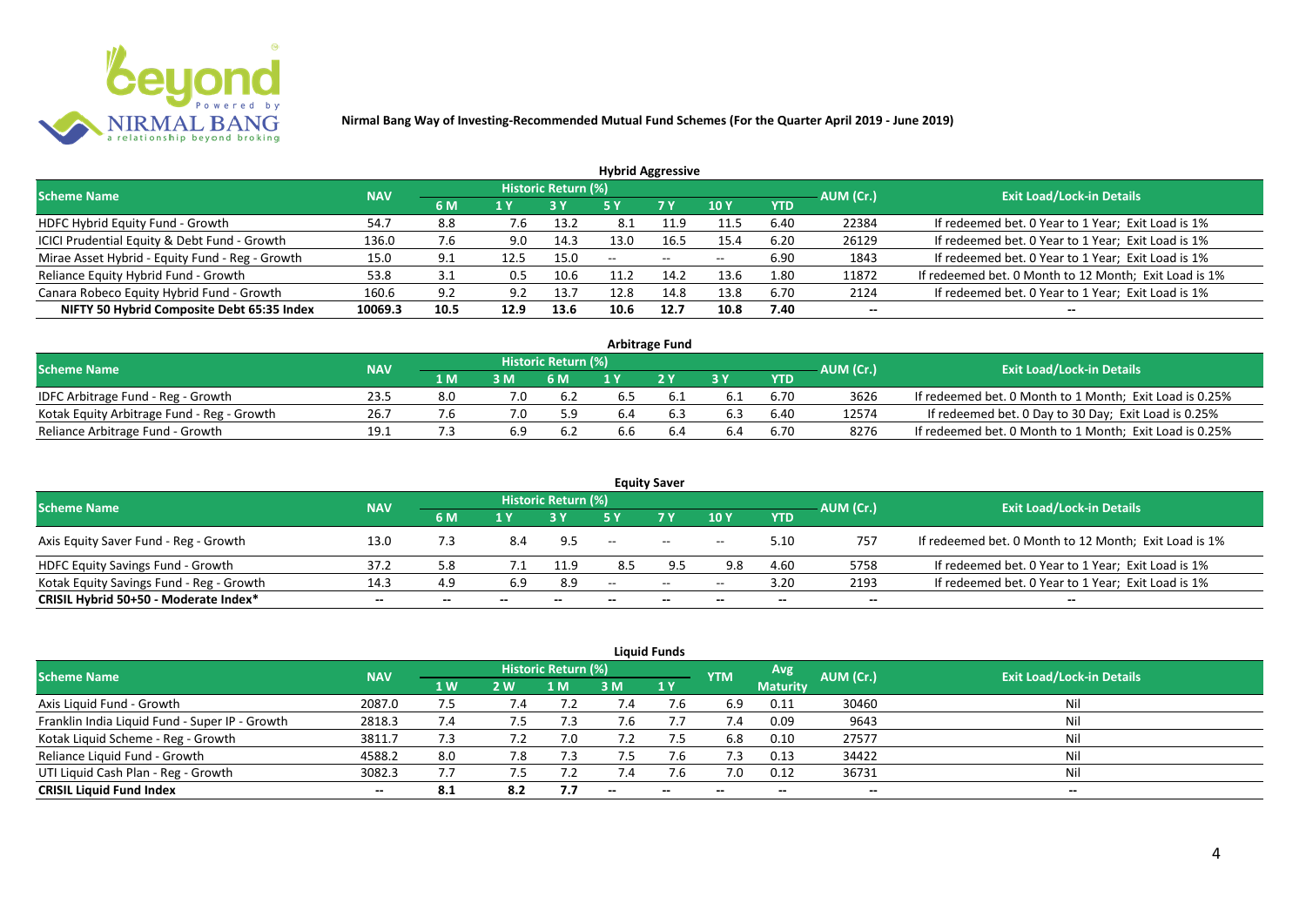**Nirmal Bang Way of Investing-Recommended Mutual Fund Schemes (For the Quarter April 2019 - June 2019)**

### Hybrid Aggressive

| Scheme Name | NAV | Historic Return (%) | | | | | | | AUM (Cr.) | Exit Load/Lock-in Details |
|---|---|---|---|---|---|---|---|---|---|---|
| | | 6 M | 1 Y | 3 Y | 5 Y | 7 Y | 10 Y | YTD | | |
| HDFC Hybrid Equity Fund - Growth | 54.7 | 8.8 | 7.6 | 13.2 | 8.1 | 11.9 | 11.5 | 6.40 | 22384 | If redeemed bet. 0 Year to 1 Year; Exit Load is 1% |
| ICICI Prudential Equity & Debt Fund - Growth | 136.0 | 7.6 | 9.0 | 14.3 | 13.0 | 16.5 | 15.4 | 6.20 | 26129 | If redeemed bet. 0 Year to 1 Year; Exit Load is 1% |
| Mirae Asset Hybrid - Equity Fund - Reg - Growth | 15.0 | 9.1 | 12.5 | 15.0 | -- | -- | -- | 6.90 | 1843 | If redeemed bet. 0 Year to 1 Year; Exit Load is 1% |
| Reliance Equity Hybrid Fund - Growth | 53.8 | 3.1 | 0.5 | 10.6 | 11.2 | 14.2 | 13.6 | 1.80 | 11872 | If redeemed bet. 0 Month to 12 Month; Exit Load is 1% |
| Canara Robeco Equity Hybrid Fund - Growth | 160.6 | 9.2 | 9.2 | 13.7 | 12.8 | 14.8 | 13.8 | 6.70 | 2124 | If redeemed bet. 0 Year to 1 Year; Exit Load is 1% |
| **NIFTY 50 Hybrid Composite Debt 65:35 Index** | **10069.3** | **10.5** | **12.9** | **13.6** | **10.6** | **12.7** | **10.8** | **7.40** | **--** | **--** |

### Arbitrage Fund

| Scheme Name | NAV | Historic Return (%) | | | | | | | AUM (Cr.) | Exit Load/Lock-in Details |
|---|---|---|---|---|---|---|---|---|---|---|
| | | 1 M | 3 M | 6 M | 1 Y | 2 Y | 3 Y | YTD | | |
| IDFC Arbitrage Fund - Reg - Growth | 23.5 | 8.0 | 7.0 | 6.2 | 6.5 | 6.1 | 6.1 | 6.70 | 3626 | If redeemed bet. 0 Month to 1 Month; Exit Load is 0.25% |
| Kotak Equity Arbitrage Fund - Reg - Growth | 26.7 | 7.6 | 7.0 | 5.9 | 6.4 | 6.3 | 6.3 | 6.40 | 12574 | If redeemed bet. 0 Day to 30 Day; Exit Load is 0.25% |
| Reliance Arbitrage Fund - Growth | 19.1 | 7.3 | 6.9 | 6.2 | 6.6 | 6.4 | 6.4 | 6.70 | 8276 | If redeemed bet. 0 Month to 1 Month; Exit Load is 0.25% |

### Equity Saver

| Scheme Name | NAV | Historic Return (%) | | | | | | | AUM (Cr.) | Exit Load/Lock-in Details |
|---|---|---|---|---|---|---|---|---|---|---|
| | | 6 M | 1 Y | 3 Y | 5 Y | 7 Y | 10 Y | YTD | | |
| Axis Equity Saver Fund - Reg - Growth | 13.0 | 7.3 | 8.4 | 9.5 | -- | -- | -- | 5.10 | 757 | If redeemed bet. 0 Month to 12 Month; Exit Load is 1% |
| HDFC Equity Savings Fund - Growth | 37.2 | 5.8 | 7.1 | 11.9 | 8.5 | 9.5 | 9.8 | 4.60 | 5758 | If redeemed bet. 0 Year to 1 Year; Exit Load is 1% |
| Kotak Equity Savings Fund - Reg - Growth | 14.3 | 4.9 | 6.9 | 8.9 | -- | -- | -- | 3.20 | 2193 | If redeemed bet. 0 Year to 1 Year; Exit Load is 1% |
| **CRISIL Hybrid 50+50 - Moderate Index*** | **--** | **--** | **--** | **--** | **--** | **--** | **--** | **--** | **--** | **--** |

### Liquid Funds

| Scheme Name | NAV | Historic Return (%) | | | | | YTM | Avg Maturity | AUM (Cr.) | Exit Load/Lock-in Details |
|---|---|---|---|---|---|---|---|---|---|---|
| | | 1 W | 2 W | 1 M | 3 M | 1 Y | | | | |
| Axis Liquid Fund - Growth | 2087.0 | 7.5 | 7.4 | 7.2 | 7.4 | 7.6 | 6.9 | 0.11 | 30460 | Nil |
| Franklin India Liquid Fund - Super IP - Growth | 2818.3 | 7.4 | 7.5 | 7.3 | 7.6 | 7.7 | 7.4 | 0.09 | 9643 | Nil |
| Kotak Liquid Scheme - Reg - Growth | 3811.7 | 7.3 | 7.2 | 7.0 | 7.2 | 7.5 | 6.8 | 0.10 | 27577 | Nil |
| Reliance Liquid Fund - Growth | 4588.2 | 8.0 | 7.8 | 7.3 | 7.5 | 7.6 | 7.3 | 0.13 | 34422 | Nil |
| UTI Liquid Cash Plan - Reg - Growth | 3082.3 | 7.7 | 7.5 | 7.2 | 7.4 | 7.6 | 7.0 | 0.12 | 36731 | Nil |
| **CRISIL Liquid Fund Index** | **--** | **8.1** | **8.2** | **7.7** | **--** | **--** | **--** | **--** | **--** | **--** |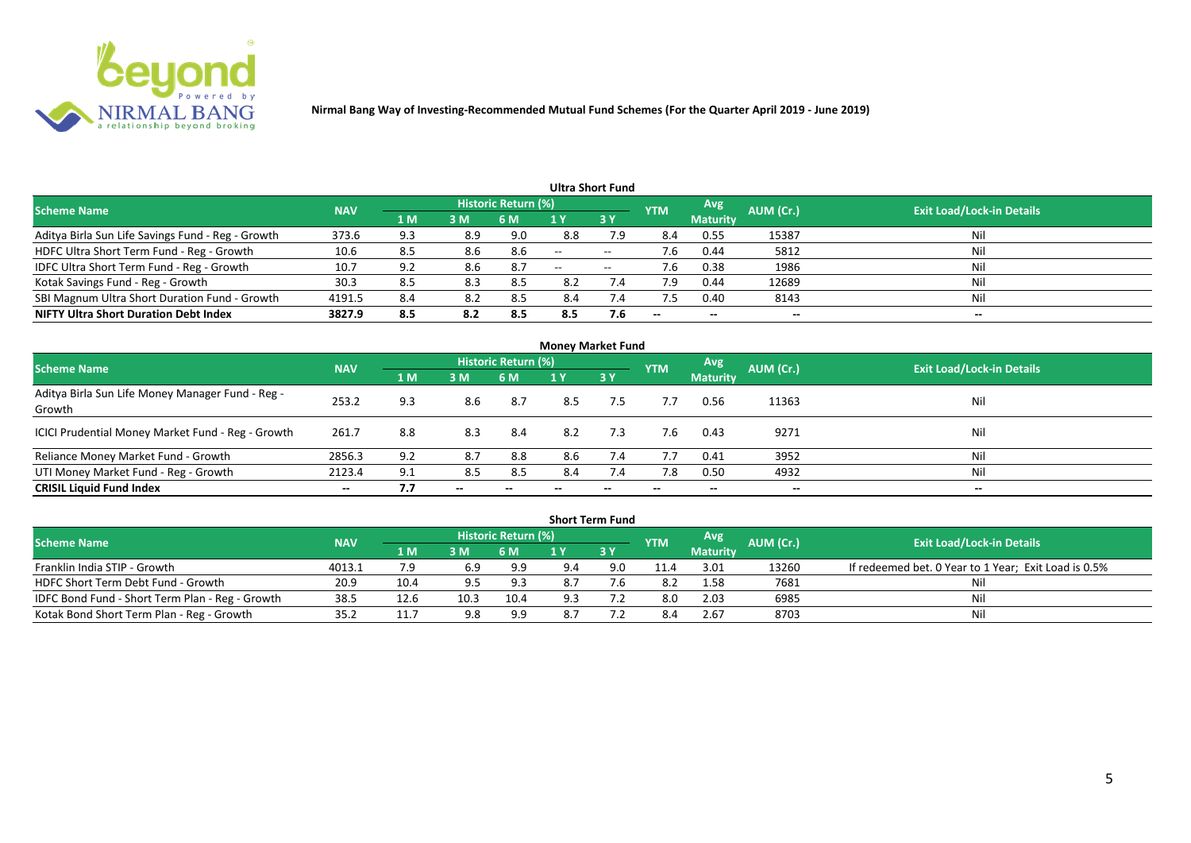**Nirmal Bang Way of Investing-Recommended Mutual Fund Schemes (For the Quarter April 2019 - June 2019)**

### Ultra Short Fund

| Scheme Name | NAV | Historic Return (%) | | | | | YTM | Avg Maturity | AUM (Cr.) | Exit Load/Lock-in Details |
|---|---|---|---|---|---|---|---|---|---|---|
| | | 1 M | 3 M | 6 M | 1 Y | 3 Y | | | | |
| Aditya Birla Sun Life Savings Fund - Reg - Growth | 373.6 | 9.3 | 8.9 | 9.0 | 8.8 | 7.9 | 8.4 | 0.55 | 15387 | Nil |
| HDFC Ultra Short Term Fund - Reg - Growth | 10.6 | 8.5 | 8.6 | 8.6 | -- | -- | 7.6 | 0.44 | 5812 | Nil |
| IDFC Ultra Short Term Fund - Reg - Growth | 10.7 | 9.2 | 8.6 | 8.7 | -- | -- | 7.6 | 0.38 | 1986 | Nil |
| Kotak Savings Fund - Reg - Growth | 30.3 | 8.5 | 8.3 | 8.5 | 8.2 | 7.4 | 7.9 | 0.44 | 12689 | Nil |
| SBI Magnum Ultra Short Duration Fund - Growth | 4191.5 | 8.4 | 8.2 | 8.5 | 8.4 | 7.4 | 7.5 | 0.40 | 8143 | Nil |
| **NIFTY Ultra Short Duration Debt Index** | **3827.9** | **8.5** | **8.2** | **8.5** | **8.5** | **7.6** | **--** | **--** | **--** | **--** |

### Money Market Fund

| Scheme Name | NAV | Historic Return (%) | | | | | YTM | Avg Maturity | AUM (Cr.) | Exit Load/Lock-in Details |
|---|---|---|---|---|---|---|---|---|---|---|
| | | 1 M | 3 M | 6 M | 1 Y | 3 Y | | | | |
| Aditya Birla Sun Life Money Manager Fund - Reg - Growth | 253.2 | 9.3 | 8.6 | 8.7 | 8.5 | 7.5 | 7.7 | 0.56 | 11363 | Nil |
| ICICI Prudential Money Market Fund - Reg - Growth | 261.7 | 8.8 | 8.3 | 8.4 | 8.2 | 7.3 | 7.6 | 0.43 | 9271 | Nil |
| Reliance Money Market Fund - Growth | 2856.3 | 9.2 | 8.7 | 8.8 | 8.6 | 7.4 | 7.7 | 0.41 | 3952 | Nil |
| UTI Money Market Fund - Reg - Growth | 2123.4 | 9.1 | 8.5 | 8.5 | 8.4 | 7.4 | 7.8 | 0.50 | 4932 | Nil |
| **CRISIL Liquid Fund Index** | **--** | **7.7** | **--** | **--** | **--** | **--** | **--** | **--** | **--** | **--** |

### Short Term Fund

| Scheme Name | NAV | Historic Return (%) | | | | | YTM | Avg Maturity | AUM (Cr.) | Exit Load/Lock-in Details |
|---|---|---|---|---|---|---|---|---|---|---|
| | | 1 M | 3 M | 6 M | 1 Y | 3 Y | | | | |
| Franklin India STIP - Growth | 4013.1 | 7.9 | 6.9 | 9.9 | 9.4 | 9.0 | 11.4 | 3.01 | 13260 | If redeemed bet. 0 Year to 1 Year; Exit Load is 0.5% |
| HDFC Short Term Debt Fund - Growth | 20.9 | 10.4 | 9.5 | 9.3 | 8.7 | 7.6 | 8.2 | 1.58 | 7681 | Nil |
| IDFC Bond Fund - Short Term Plan - Reg - Growth | 38.5 | 12.6 | 10.3 | 10.4 | 9.3 | 7.2 | 8.0 | 2.03 | 6985 | Nil |
| Kotak Bond Short Term Plan - Reg - Growth | 35.2 | 11.7 | 9.8 | 9.9 | 8.7 | 7.2 | 8.4 | 2.67 | 8703 | Nil |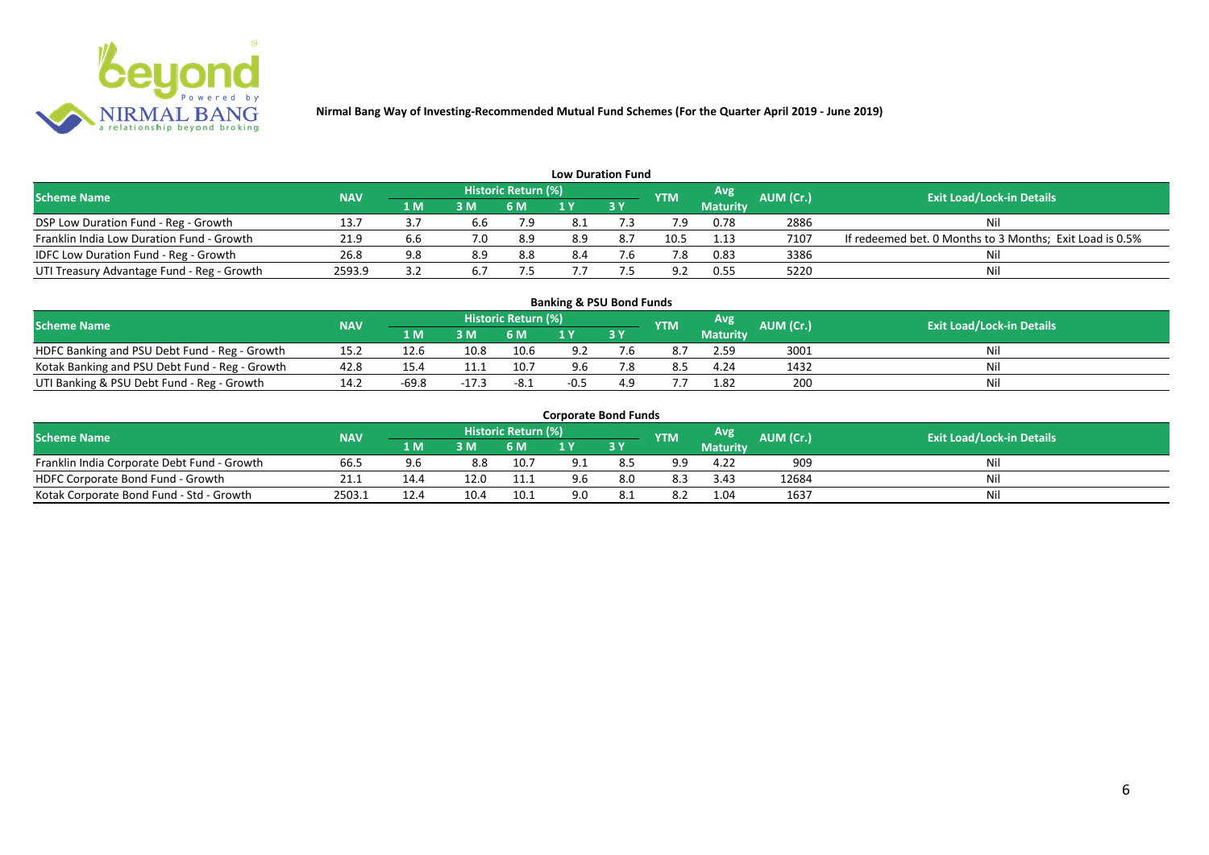**Nirmal Bang Way of Investing-Recommended Mutual Fund Schemes (For the Quarter April 2019 - June 2019)**

## Low Duration Fund

| Scheme Name | NAV | Historic Return (%) | | | | | YTM | Avg Maturity | AUM (Cr.) | Exit Load/Lock-in Details |
|---|---|---|---|---|---|---|---|---|---|---|
| | | 1 M | 3 M | 6 M | 1 Y | 3 Y | | | | |
| DSP Low Duration Fund - Reg - Growth | 13.7 | 3.7 | 6.6 | 7.9 | 8.1 | 7.3 | 7.9 | 0.78 | 2886 | Nil |
| Franklin India Low Duration Fund - Growth | 21.9 | 6.6 | 7.0 | 8.9 | 8.9 | 8.7 | 10.5 | 1.13 | 7107 | If redeemed bet. 0 Months to 3 Months; Exit Load is 0.5% |
| IDFC Low Duration Fund - Reg - Growth | 26.8 | 9.8 | 8.9 | 8.8 | 8.4 | 7.6 | 7.8 | 0.83 | 3386 | Nil |
| UTI Treasury Advantage Fund - Reg - Growth | 2593.9 | 3.2 | 6.7 | 7.5 | 7.7 | 7.5 | 9.2 | 0.55 | 5220 | Nil |

## Banking & PSU Bond Funds

| Scheme Name | NAV | Historic Return (%) | | | | | YTM | Avg Maturity | AUM (Cr.) | Exit Load/Lock-in Details |
|---|---|---|---|---|---|---|---|---|---|---|
| | | 1 M | 3 M | 6 M | 1 Y | 3 Y | | | | |
| HDFC Banking and PSU Debt Fund - Reg - Growth | 15.2 | 12.6 | 10.8 | 10.6 | 9.2 | 7.6 | 8.7 | 2.59 | 3001 | Nil |
| Kotak Banking and PSU Debt Fund - Reg - Growth | 42.8 | 15.4 | 11.1 | 10.7 | 9.6 | 7.8 | 8.5 | 4.24 | 1432 | Nil |
| UTI Banking & PSU Debt Fund - Reg - Growth | 14.2 | -69.8 | -17.3 | -8.1 | -0.5 | 4.9 | 7.7 | 1.82 | 200 | Nil |

## Corporate Bond Funds

| Scheme Name | NAV | Historic Return (%) | | | | | YTM | Avg Maturity | AUM (Cr.) | Exit Load/Lock-in Details |
|---|---|---|---|---|---|---|---|---|---|---|
| | | 1 M | 3 M | 6 M | 1 Y | 3 Y | | | | |
| Franklin India Corporate Debt Fund - Growth | 66.5 | 9.6 | 8.8 | 10.7 | 9.1 | 8.5 | 9.9 | 4.22 | 909 | Nil |
| HDFC Corporate Bond Fund - Growth | 21.1 | 14.4 | 12.0 | 11.1 | 9.6 | 8.0 | 8.3 | 3.43 | 12684 | Nil |
| Kotak Corporate Bond Fund - Std - Growth | 2503.1 | 12.4 | 10.4 | 10.1 | 9.0 | 8.1 | 8.2 | 1.04 | 1637 | Nil |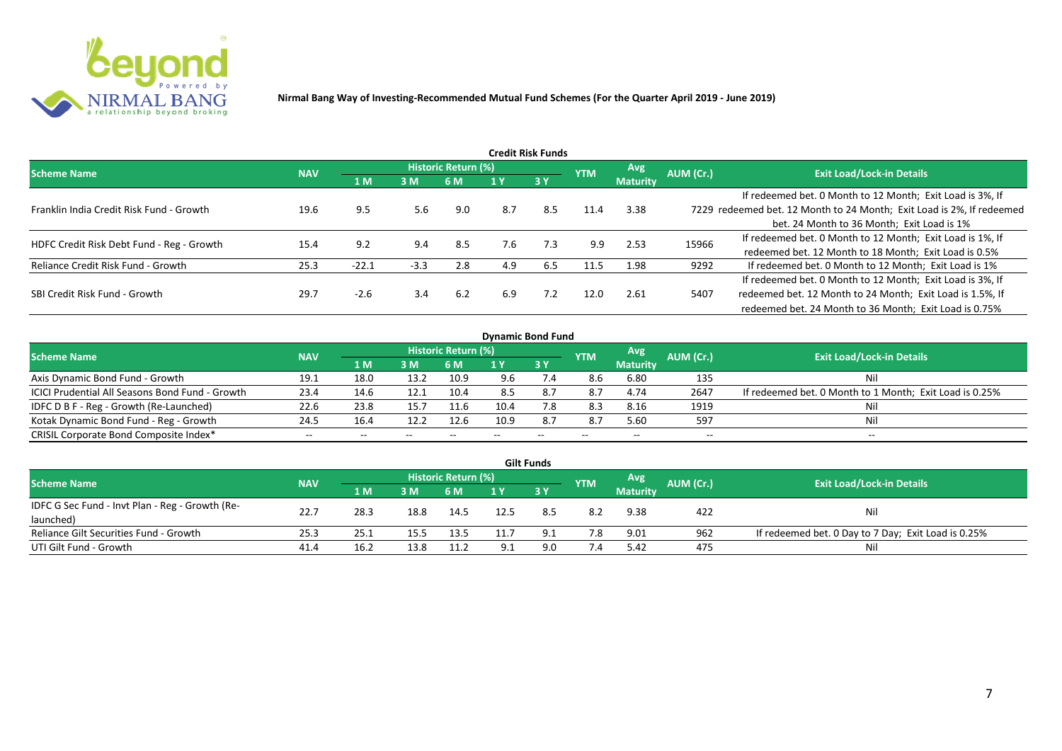Nirmal Bang Way of Investing-Recommended Mutual Fund Schemes (For the Quarter April 2019 - June 2019)

## Credit Risk Funds

| Scheme Name | NAV | Historic Return (%) | | | | | YTM | Avg Maturity | AUM (Cr.) | Exit Load/Lock-in Details |
|---|---|---|---|---|---|---|---|---|---|---|
| | | 1 M | 3 M | 6 M | 1 Y | 3 Y | | | | |
| Franklin India Credit Risk Fund - Growth | 19.6 | 9.5 | 5.6 | 9.0 | 8.7 | 8.5 | 11.4 | 3.38 | 7229 | If redeemed bet. 0 Month to 12 Month; Exit Load is 3%, If redeemed bet. 12 Month to 24 Month; Exit Load is 2%, If redeemed bet. 24 Month to 36 Month; Exit Load is 1% |
| HDFC Credit Risk Debt Fund - Reg - Growth | 15.4 | 9.2 | 9.4 | 8.5 | 7.6 | 7.3 | 9.9 | 2.53 | 15966 | If redeemed bet. 0 Month to 12 Month; Exit Load is 1%, If redeemed bet. 12 Month to 18 Month; Exit Load is 0.5% |
| Reliance Credit Risk Fund - Growth | 25.3 | -22.1 | -3.3 | 2.8 | 4.9 | 6.5 | 11.5 | 1.98 | 9292 | If redeemed bet. 0 Month to 12 Month; Exit Load is 1% |
| SBI Credit Risk Fund - Growth | 29.7 | -2.6 | 3.4 | 6.2 | 6.9 | 7.2 | 12.0 | 2.61 | 5407 | If redeemed bet. 0 Month to 12 Month; Exit Load is 3%, If redeemed bet. 12 Month to 24 Month; Exit Load is 1.5%, If redeemed bet. 24 Month to 36 Month; Exit Load is 0.75% |

## Dynamic Bond Fund

| Scheme Name | NAV | Historic Return (%) | | | | | YTM | Avg Maturity | AUM (Cr.) | Exit Load/Lock-in Details |
|---|---|---|---|---|---|---|---|---|---|---|
| | | 1 M | 3 M | 6 M | 1 Y | 3 Y | | | | |
| Axis Dynamic Bond Fund - Growth | 19.1 | 18.0 | 13.2 | 10.9 | 9.6 | 7.4 | 8.6 | 6.80 | 135 | Nil |
| ICICI Prudential All Seasons Bond Fund - Growth | 23.4 | 14.6 | 12.1 | 10.4 | 8.5 | 8.7 | 8.7 | 4.74 | 2647 | If redeemed bet. 0 Month to 1 Month; Exit Load is 0.25% |
| IDFC D B F - Reg - Growth (Re-Launched) | 22.6 | 23.8 | 15.7 | 11.6 | 10.4 | 7.8 | 8.3 | 8.16 | 1919 | Nil |
| Kotak Dynamic Bond Fund - Reg - Growth | 24.5 | 16.4 | 12.2 | 12.6 | 10.9 | 8.7 | 8.7 | 5.60 | 597 | Nil |
| CRISIL Corporate Bond Composite Index* | -- | -- | -- | -- | -- | -- | -- | -- | -- | -- |

## Gilt Funds

| Scheme Name | NAV | Historic Return (%) | | | | | YTM | Avg Maturity | AUM (Cr.) | Exit Load/Lock-in Details |
|---|---|---|---|---|---|---|---|---|---|---|
| | | 1 M | 3 M | 6 M | 1 Y | 3 Y | | | | |
| IDFC G Sec Fund - Invt Plan - Reg - Growth (Re-launched) | 22.7 | 28.3 | 18.8 | 14.5 | 12.5 | 8.5 | 8.2 | 9.38 | 422 | Nil |
| Reliance Gilt Securities Fund - Growth | 25.3 | 25.1 | 15.5 | 13.5 | 11.7 | 9.1 | 7.8 | 9.01 | 962 | If redeemed bet. 0 Day to 7 Day; Exit Load is 0.25% |
| UTI Gilt Fund - Growth | 41.4 | 16.2 | 13.8 | 11.2 | 9.1 | 9.0 | 7.4 | 5.42 | 475 | Nil |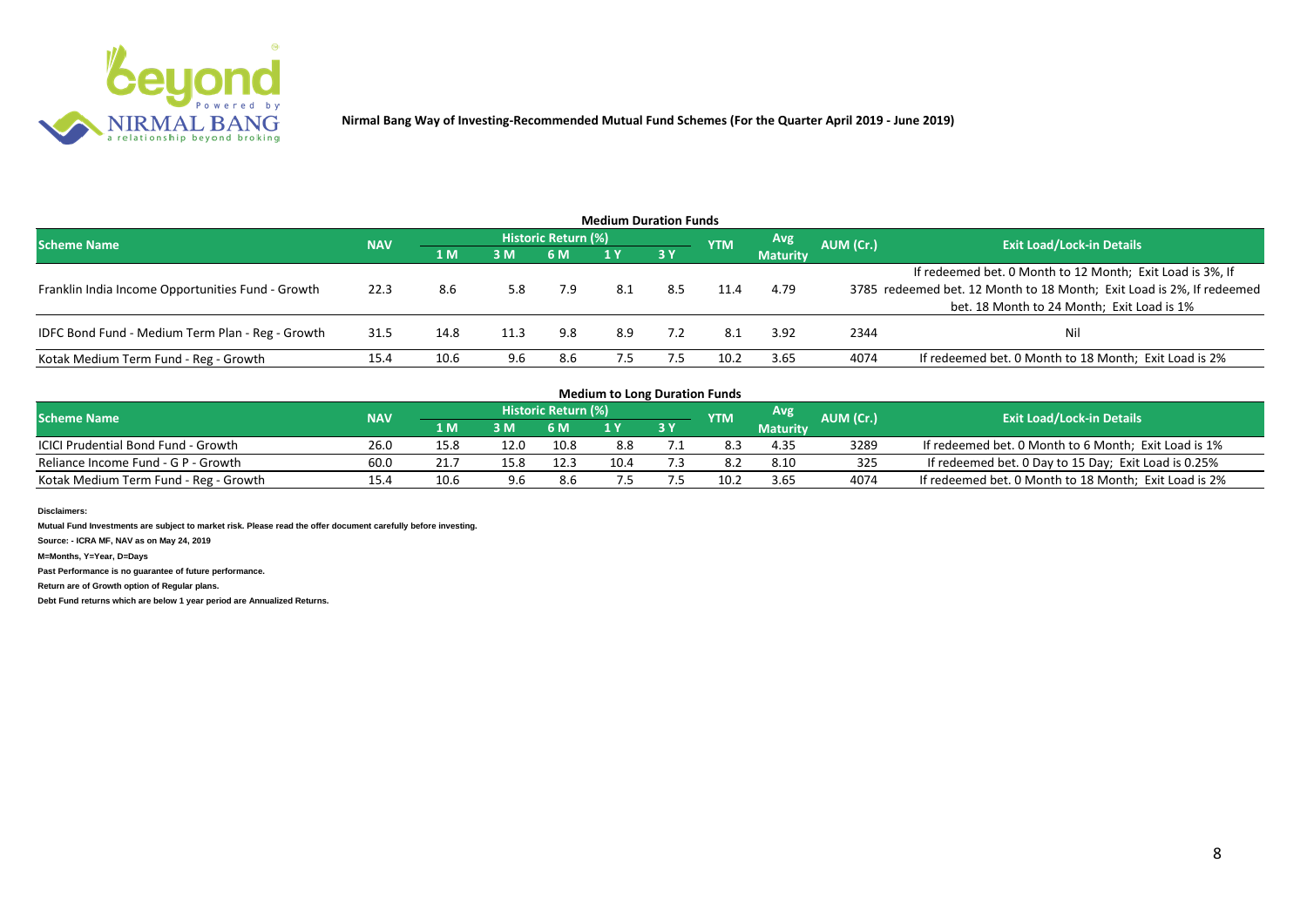**Nirmal Bang Way of Investing-Recommended Mutual Fund Schemes (For the Quarter April 2019 - June 2019)**

## Medium Duration Funds

| Scheme Name | NAV | Historic Return (%) | | | | | YTM | Avg Maturity | AUM (Cr.) | Exit Load/Lock-in Details |
|---|---|---|---|---|---|---|---|---|---|---|
| | | 1 M | 3 M | 6 M | 1 Y | 3 Y | | | | |
| Franklin India Income Opportunities Fund - Growth | 22.3 | 8.6 | 5.8 | 7.9 | 8.1 | 8.5 | 11.4 | 4.79 | 3785 | If redeemed bet. 0 Month to 12 Month; Exit Load is 3%, If redeemed bet. 12 Month to 18 Month; Exit Load is 2%, If redeemed bet. 18 Month to 24 Month; Exit Load is 1% |
| IDFC Bond Fund - Medium Term Plan - Reg - Growth | 31.5 | 14.8 | 11.3 | 9.8 | 8.9 | 7.2 | 8.1 | 3.92 | 2344 | Nil |
| Kotak Medium Term Fund - Reg - Growth | 15.4 | 10.6 | 9.6 | 8.6 | 7.5 | 7.5 | 10.2 | 3.65 | 4074 | If redeemed bet. 0 Month to 18 Month; Exit Load is 2% |

## Medium to Long Duration Funds

| Scheme Name | NAV | Historic Return (%) | | | | | YTM | Avg Maturity | AUM (Cr.) | Exit Load/Lock-in Details |
|---|---|---|---|---|---|---|---|---|---|---|
| | | 1 M | 3 M | 6 M | 1 Y | 3 Y | | | | |
| ICICI Prudential Bond Fund - Growth | 26.0 | 15.8 | 12.0 | 10.8 | 8.8 | 7.1 | 8.3 | 4.35 | 3289 | If redeemed bet. 0 Month to 6 Month; Exit Load is 1% |
| Reliance Income Fund - G P - Growth | 60.0 | 21.7 | 15.8 | 12.3 | 10.4 | 7.3 | 8.2 | 8.10 | 325 | If redeemed bet. 0 Day to 15 Day; Exit Load is 0.25% |
| Kotak Medium Term Fund - Reg - Growth | 15.4 | 10.6 | 9.6 | 8.6 | 7.5 | 7.5 | 10.2 | 3.65 | 4074 | If redeemed bet. 0 Month to 18 Month; Exit Load is 2% |

**Disclaimers:**

**Mutual Fund Investments are subject to market risk. Please read the offer document carefully before investing.**

**Source: - ICRA MF, NAV as on May 24, 2019**

**M=Months, Y=Year, D=Days**

**Past Performance is no guarantee of future performance.**

**Return are of Growth option of Regular plans.**

**Debt Fund returns which are below 1 year period are Annualized Returns.**